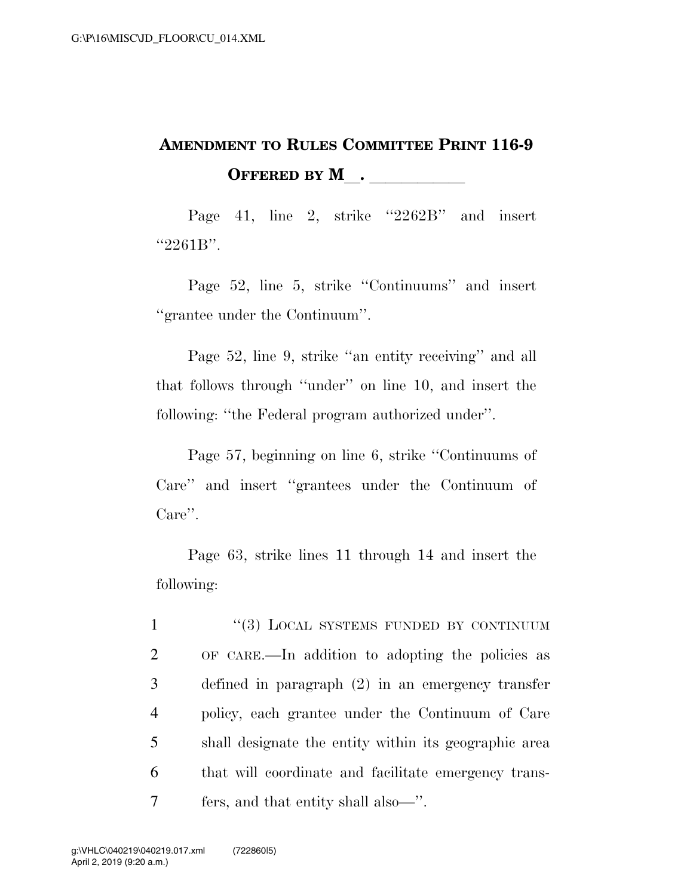# AMENDMENT TO RULES COMMITTEE PRINT 116-9

## OFFERED BY M\_\_. \_\_\_\_\_\_\_\_\_\_\_\_

Page 41, line 2, strike ''2262B'' and insert ''2261B''.

Page 52, line 5, strike ''Continuums'' and insert ''grantee under the Continuum''.

Page 52, line 9, strike ''an entity receiving'' and all that follows through ''under'' on line 10, and insert the following: ''the Federal program authorized under''.

Page 57, beginning on line 6, strike ''Continuums of Care'' and insert ''grantees under the Continuum of Care''.

Page 63, strike lines 11 through 14 and insert the following:

1 ''(3) LOCAL SYSTEMS FUNDED BY CONTINUUM
2 OF CARE.—In addition to adopting the policies as
3 defined in paragraph (2) in an emergency transfer
4 policy, each grantee under the Continuum of Care
5 shall designate the entity within its geographic area
6 that will coordinate and facilitate emergency trans-
7 fers, and that entity shall also—''.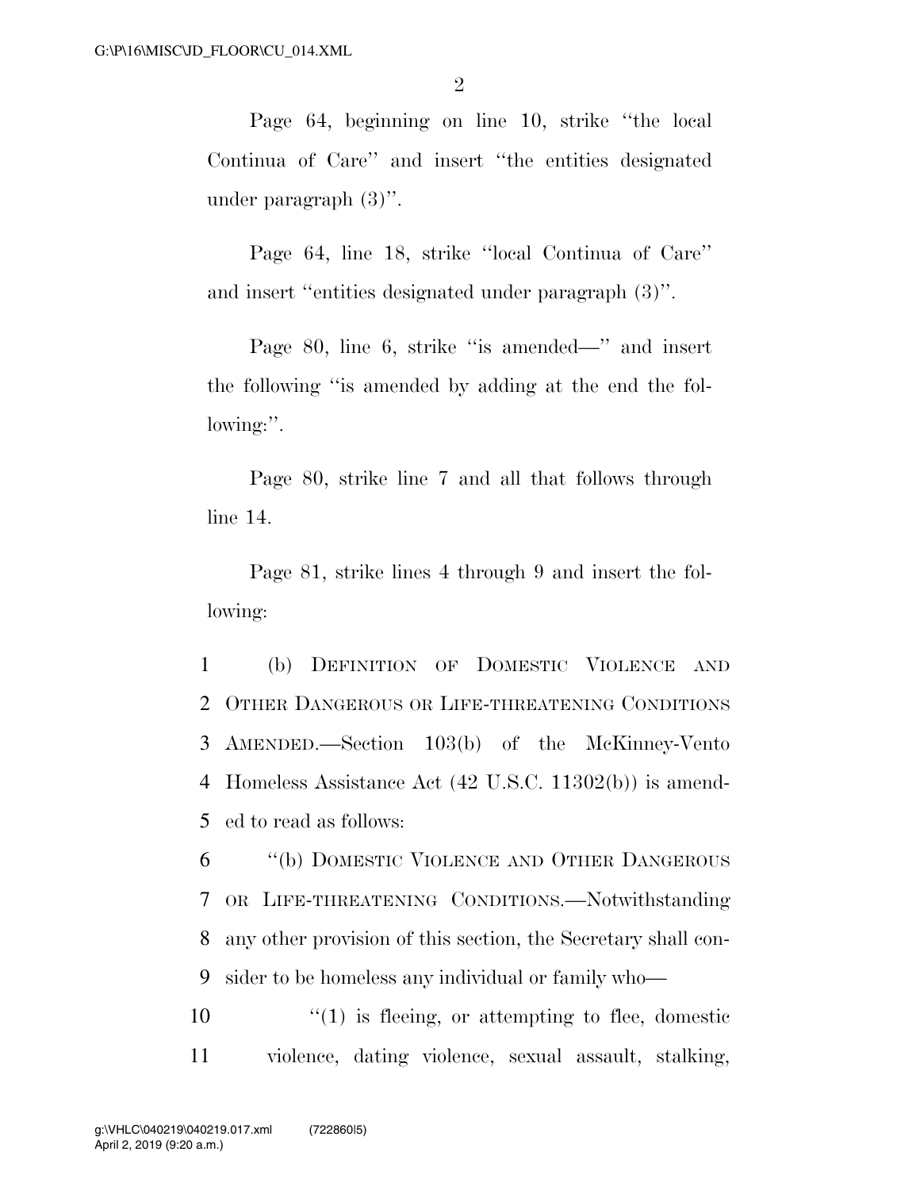Page 64, beginning on line 10, strike ''the local Continua of Care'' and insert ''the entities designated under paragraph (3)''.

Page 64, line 18, strike ''local Continua of Care'' and insert ''entities designated under paragraph (3)''.

Page 80, line 6, strike ''is amended—'' and insert the following ''is amended by adding at the end the following:''.

Page 80, strike line 7 and all that follows through line 14.

Page 81, strike lines 4 through 9 and insert the following:

1 (b) DEFINITION OF DOMESTIC VIOLENCE AND
2 OTHER DANGEROUS OR LIFE-THREATENING CONDITIONS
3 AMENDED.—Section 103(b) of the McKinney-Vento
4 Homeless Assistance Act (42 U.S.C. 11302(b)) is amend-
5 ed to read as follows:

6 ''(b) DOMESTIC VIOLENCE AND OTHER DANGEROUS
7 OR LIFE-THREATENING CONDITIONS.—Notwithstanding
8 any other provision of this section, the Secretary shall con-
9 sider to be homeless any individual or family who—

10 ''(1) is fleeing, or attempting to flee, domestic
11 violence, dating violence, sexual assault, stalking,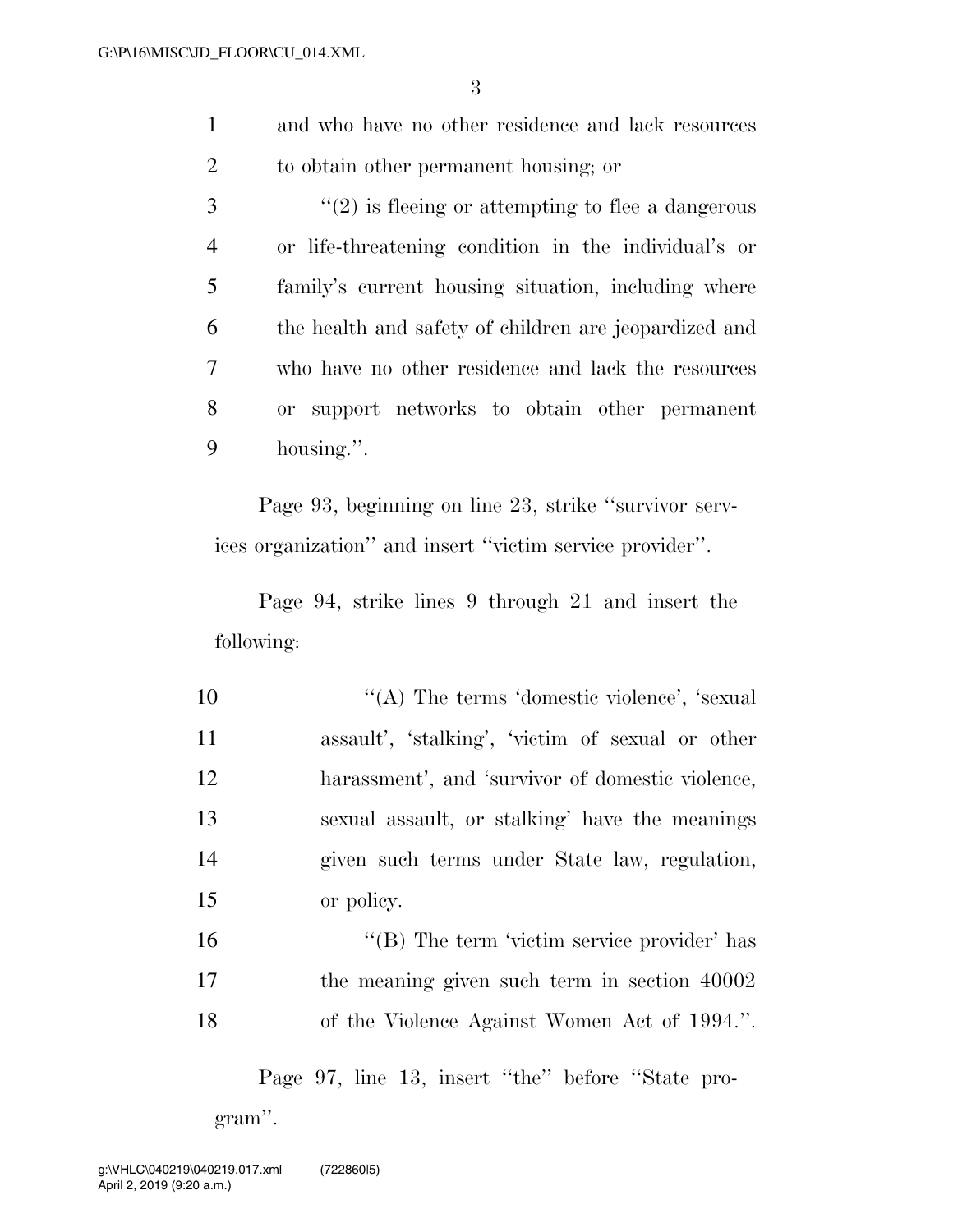and who have no other residence and lack resources to obtain other permanent housing; or

''(2) is fleeing or attempting to flee a dangerous or life-threatening condition in the individual's or family's current housing situation, including where the health and safety of children are jeopardized and who have no other residence and lack the resources or support networks to obtain other permanent housing.''.

Page 93, beginning on line 23, strike ''survivor services organization'' and insert ''victim service provider''.

Page 94, strike lines 9 through 21 and insert the following:

''(A) The terms 'domestic violence', 'sexual assault', 'stalking', 'victim of sexual or other harassment', and 'survivor of domestic violence, sexual assault, or stalking' have the meanings given such terms under State law, regulation, or policy.

''(B) The term 'victim service provider' has the meaning given such term in section 40002 of the Violence Against Women Act of 1994.''.

Page 97, line 13, insert ''the'' before ''State program''.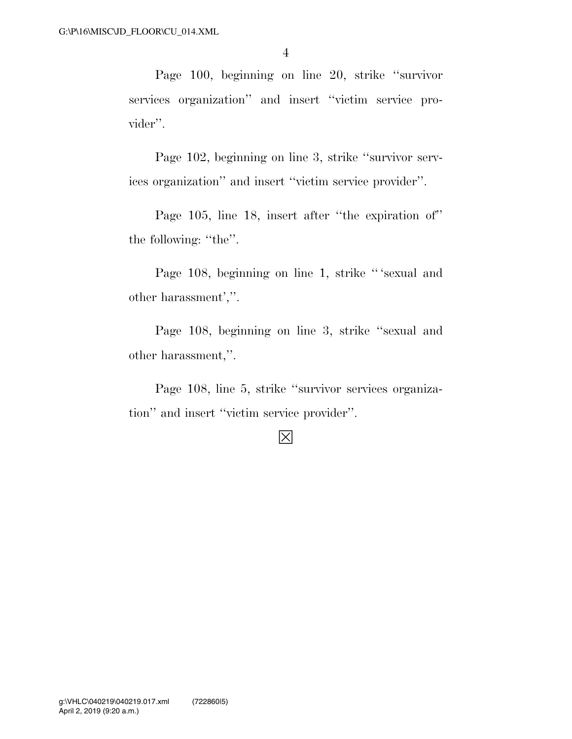Page 100, beginning on line 20, strike ''survivor services organization'' and insert ''victim service provider''.

Page 102, beginning on line 3, strike ''survivor services organization'' and insert ''victim service provider''.

Page 105, line 18, insert after ''the expiration of'' the following: ''the''.

Page 108, beginning on line 1, strike '' 'sexual and other harassment','' .

Page 108, beginning on line 3, strike ''sexual and other harassment,''.

Page 108, line 5, strike ''survivor services organization'' and insert ''victim service provider''.

☒